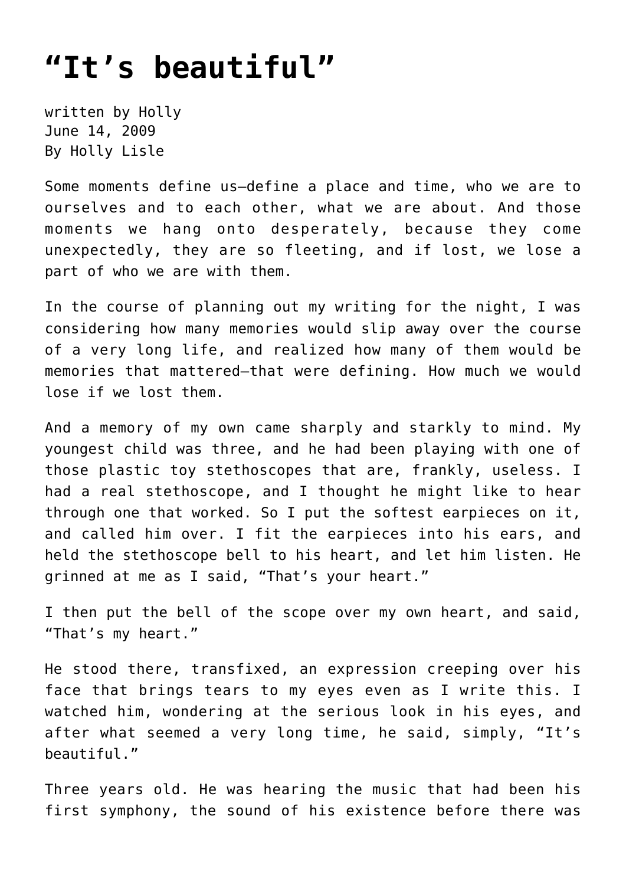# “It’s beautiful”

written by Holly
June 14, 2009
By Holly Lisle

Some moments define us—define a place and time, who we are to ourselves and to each other, what we are about. And those moments we hang onto desperately, because they come unexpectedly, they are so fleeting, and if lost, we lose a part of who we are with them.

In the course of planning out my writing for the night, I was considering how many memories would slip away over the course of a very long life, and realized how many of them would be memories that mattered—that were defining. How much we would lose if we lost them.

And a memory of my own came sharply and starkly to mind. My youngest child was three, and he had been playing with one of those plastic toy stethoscopes that are, frankly, useless. I had a real stethoscope, and I thought he might like to hear through one that worked. So I put the softest earpieces on it, and called him over. I fit the earpieces into his ears, and held the stethoscope bell to his heart, and let him listen. He grinned at me as I said, “That’s your heart.”

I then put the bell of the scope over my own heart, and said, “That’s my heart.”

He stood there, transfixed, an expression creeping over his face that brings tears to my eyes even as I write this. I watched him, wondering at the serious look in his eyes, and after what seemed a very long time, he said, simply, “It’s beautiful.”

Three years old. He was hearing the music that had been his first symphony, the sound of his existence before there was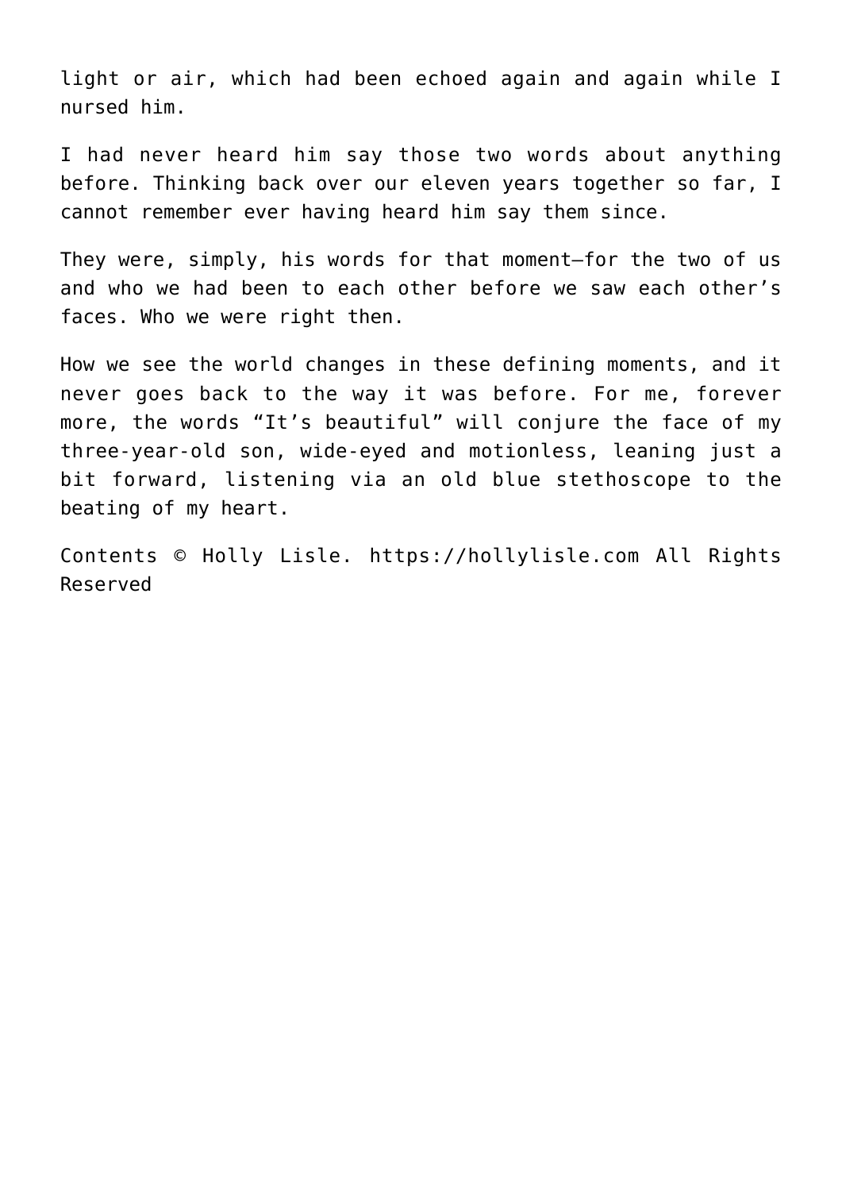light or air, which had been echoed again and again while I nursed him.

I had never heard him say those two words about anything before. Thinking back over our eleven years together so far, I cannot remember ever having heard him say them since.

They were, simply, his words for that moment—for the two of us and who we had been to each other before we saw each other's faces. Who we were right then.

How we see the world changes in these defining moments, and it never goes back to the way it was before. For me, forever more, the words "It's beautiful" will conjure the face of my three-year-old son, wide-eyed and motionless, leaning just a bit forward, listening via an old blue stethoscope to the beating of my heart.

Contents © Holly Lisle. https://hollylisle.com All Rights Reserved